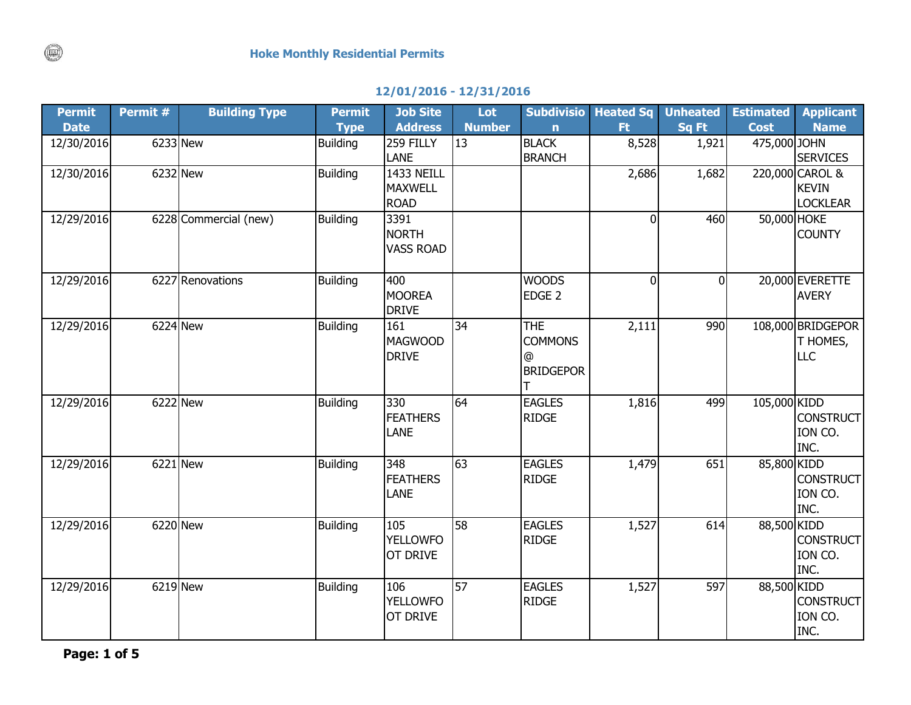## Hoke Monthly Residential Permits

### 12/01/2016 - 12/31/2016

| Permit Date | Permit # | Building Type | Permit Type | Job Site Address | Lot Number | Subdivision | Heated Sq Ft | Unheated Sq Ft | Estimated Cost | Applicant Name |
|---|---|---|---|---|---|---|---|---|---|---|
| 12/30/2016 | 6233 | New | Building | 259 FILLY LANE | 13 | BLACK BRANCH | 8,528 | 1,921 | 475,000 | JOHN SERVICES |
| 12/30/2016 | 6232 | New | Building | 1433 NEILL MAXWELL ROAD | | | 2,686 | 1,682 | 220,000 | CAROL & KEVIN LOCKLEAR |
| 12/29/2016 | 6228 | Commercial (new) | Building | 3391 NORTH VASS ROAD | | | 0 | 460 | 50,000 | HOKE COUNTY |
| 12/29/2016 | 6227 | Renovations | Building | 400 MOOREA DRIVE | | WOODS EDGE 2 | 0 | 0 | 20,000 | EVERETTE AVERY |
| 12/29/2016 | 6224 | New | Building | 161 MAGWOOD DRIVE | 34 | THE COMMONS @ BRIDGEPORT | 2,111 | 990 | 108,000 | BRIDGEPORT HOMES, LLC |
| 12/29/2016 | 6222 | New | Building | 330 FEATHERS LANE | 64 | EAGLES RIDGE | 1,816 | 499 | 105,000 | KIDD CONSTRUCTION CO. INC. |
| 12/29/2016 | 6221 | New | Building | 348 FEATHERS LANE | 63 | EAGLES RIDGE | 1,479 | 651 | 85,800 | KIDD CONSTRUCTION CO. INC. |
| 12/29/2016 | 6220 | New | Building | 105 YELLOWFOOT DRIVE | 58 | EAGLES RIDGE | 1,527 | 614 | 88,500 | KIDD CONSTRUCTION CO. INC. |
| 12/29/2016 | 6219 | New | Building | 106 YELLOWFOOT DRIVE | 57 | EAGLES RIDGE | 1,527 | 597 | 88,500 | KIDD CONSTRUCTION CO. INC. |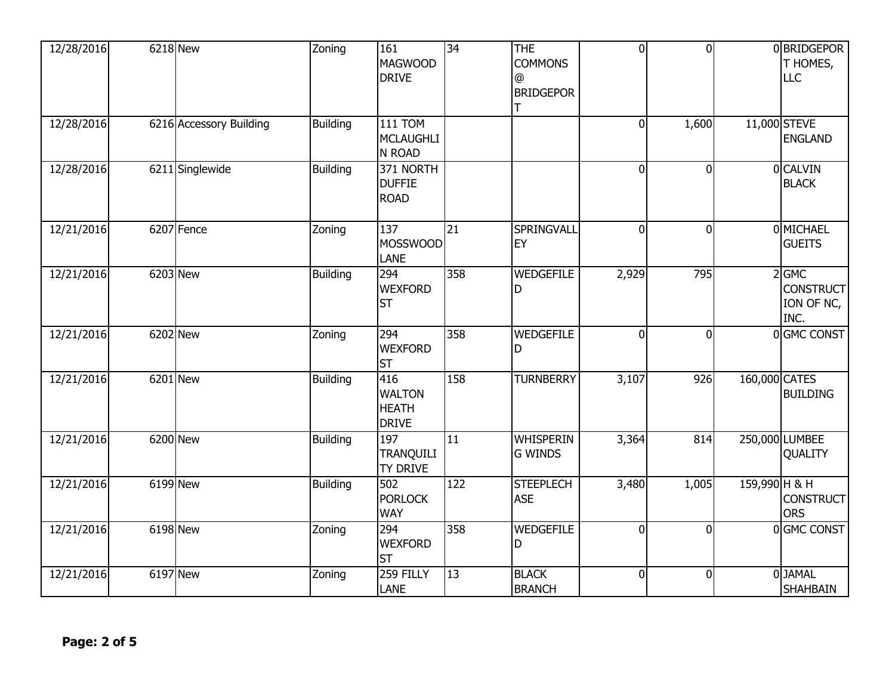| | | | | | | | | | | |
|---|---|---|---|---|---|---|---|---|---|---|
| 12/28/2016 | 6218 | New | Zoning | 161 MAGWOOD DRIVE | 34 | THE COMMONS @ BRIDGEPORT | 0 | 0 | 0 | BRIDGEPORT HOMES, LLC |
| 12/28/2016 | 6216 | Accessory Building | Building | 111 TOM MCLAUGHLIN ROAD | | | 0 | 1,600 | 11,000 | STEVE ENGLAND |
| 12/28/2016 | 6211 | Singlewide | Building | 371 NORTH DUFFIE ROAD | | | 0 | 0 | 0 | CALVIN BLACK |
| 12/21/2016 | 6207 | Fence | Zoning | 137 MOSSWOOD LANE | 21 | SPRINGVALLEY | 0 | 0 | 0 | MICHAEL GUEITS |
| 12/21/2016 | 6203 | New | Building | 294 WEXFORD ST | 358 | WEDGEFILED | 2,929 | 795 | 2 | GMC CONSTRUCTION OF NC, INC. |
| 12/21/2016 | 6202 | New | Zoning | 294 WEXFORD ST | 358 | WEDGEFILED | 0 | 0 | 0 | GMC CONST |
| 12/21/2016 | 6201 | New | Building | 416 WALTON HEATH DRIVE | 158 | TURNBERRY | 3,107 | 926 | 160,000 | CATES BUILDING |
| 12/21/2016 | 6200 | New | Building | 197 TRANQUILITY DRIVE | 11 | WHISPERING WINDS | 3,364 | 814 | 250,000 | LUMBEE QUALITY |
| 12/21/2016 | 6199 | New | Building | 502 PORLOCK WAY | 122 | STEEPLECHASE | 3,480 | 1,005 | 159,990 | H & H CONSTRUCTORS |
| 12/21/2016 | 6198 | New | Zoning | 294 WEXFORD ST | 358 | WEDGEFILED | 0 | 0 | 0 | GMC CONST |
| 12/21/2016 | 6197 | New | Zoning | 259 FILLY LANE | 13 | BLACK BRANCH | 0 | 0 | 0 | JAMAL SHAHBAIN |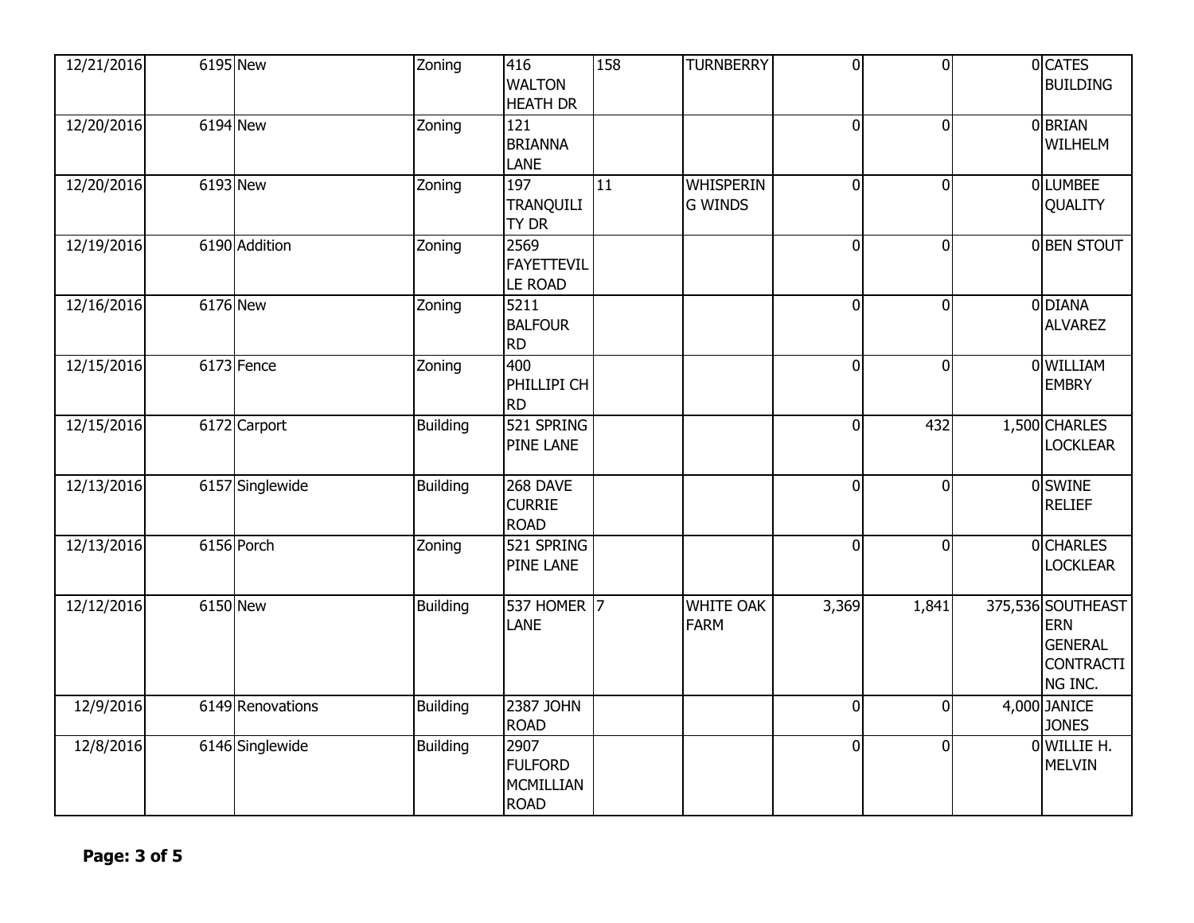| | | | | | | | | | | |
|---|---|---|---|---|---|---|---|---|---|---|
| 12/21/2016 | 6195 | New | Zoning | 416 WALTON HEATH DR | 158 | TURNBERRY | 0 | 0 | 0 | CATES BUILDING |
| 12/20/2016 | 6194 | New | Zoning | 121 BRIANNA LANE | | | 0 | 0 | 0 | BRIAN WILHELM |
| 12/20/2016 | 6193 | New | Zoning | 197 TRANQUILITY DR | 11 | WHISPERING WINDS | 0 | 0 | 0 | LUMBEE QUALITY |
| 12/19/2016 | 6190 | Addition | Zoning | 2569 FAYETTEVILLE ROAD | | | 0 | 0 | 0 | BEN STOUT |
| 12/16/2016 | 6176 | New | Zoning | 5211 BALFOUR RD | | | 0 | 0 | 0 | DIANA ALVAREZ |
| 12/15/2016 | 6173 | Fence | Zoning | 400 PHILLIPI CH RD | | | 0 | 0 | 0 | WILLIAM EMBRY |
| 12/15/2016 | 6172 | Carport | Building | 521 SPRING PINE LANE | | | 0 | 432 | 1,500 | CHARLES LOCKLEAR |
| 12/13/2016 | 6157 | Singlewide | Building | 268 DAVE CURRIE ROAD | | | 0 | 0 | 0 | SWINE RELIEF |
| 12/13/2016 | 6156 | Porch | Zoning | 521 SPRING PINE LANE | | | 0 | 0 | 0 | CHARLES LOCKLEAR |
| 12/12/2016 | 6150 | New | Building | 537 HOMER LANE | 7 | WHITE OAK FARM | 3,369 | 1,841 | 375,536 | SOUTHEASTERN GENERAL CONTRACTING INC. |
| 12/9/2016 | 6149 | Renovations | Building | 2387 JOHN ROAD | | | 0 | 0 | 4,000 | JANICE JONES |
| 12/8/2016 | 6146 | Singlewide | Building | 2907 FULFORD MCMILLIAN ROAD | | | 0 | 0 | 0 | WILLIE H. MELVIN |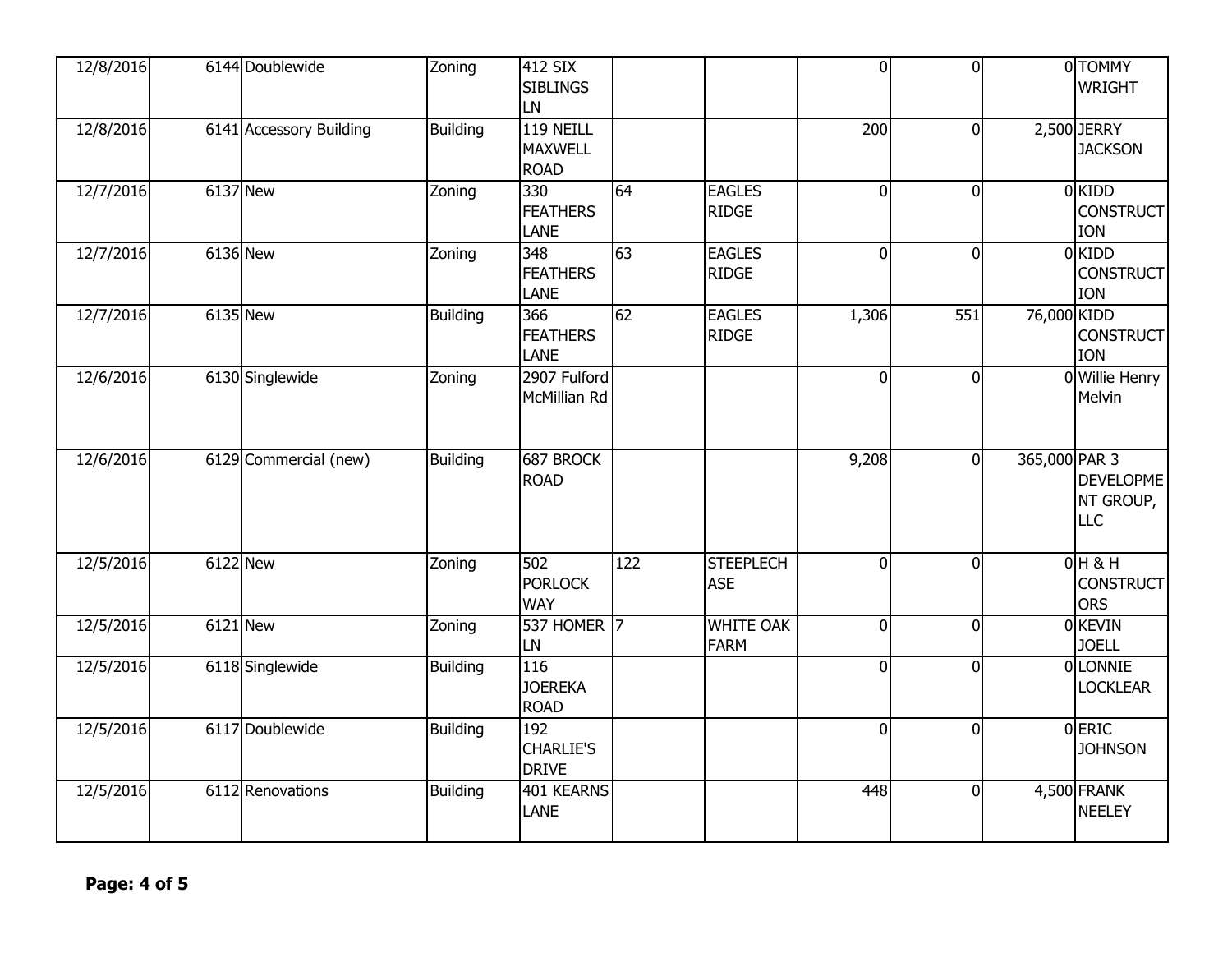| | | | | | | | | | | |
|---|---|---|---|---|---|---|---|---|---|---|
| 12/8/2016 | 6144 | Doublewide | Zoning | 412 SIX SIBLINGS LN | | | 0 | 0 | 0 | TOMMY WRIGHT |
| 12/8/2016 | 6141 | Accessory Building | Building | 119 NEILL MAXWELL ROAD | | | 200 | 0 | 2,500 | JERRY JACKSON |
| 12/7/2016 | 6137 | New | Zoning | 330 FEATHERS LANE | 64 | EAGLES RIDGE | 0 | 0 | 0 | KIDD CONSTRUCTION |
| 12/7/2016 | 6136 | New | Zoning | 348 FEATHERS LANE | 63 | EAGLES RIDGE | 0 | 0 | 0 | KIDD CONSTRUCTION |
| 12/7/2016 | 6135 | New | Building | 366 FEATHERS LANE | 62 | EAGLES RIDGE | 1,306 | 551 | 76,000 | KIDD CONSTRUCTION |
| 12/6/2016 | 6130 | Singlewide | Zoning | 2907 Fulford McMillian Rd | | | 0 | 0 | 0 | Willie Henry Melvin |
| 12/6/2016 | 6129 | Commercial (new) | Building | 687 BROCK ROAD | | | 9,208 | 0 | 365,000 | PAR 3 DEVELOPMENT GROUP, LLC |
| 12/5/2016 | 6122 | New | Zoning | 502 PORLOCK WAY | 122 | STEEPLECHASE | 0 | 0 | 0 | H & H CONSTRUCTORS |
| 12/5/2016 | 6121 | New | Zoning | 537 HOMER LN | 7 | WHITE OAK FARM | 0 | 0 | 0 | KEVIN JOELL |
| 12/5/2016 | 6118 | Singlewide | Building | 116 JOEREKA ROAD | | | 0 | 0 | 0 | LONNIE LOCKLEAR |
| 12/5/2016 | 6117 | Doublewide | Building | 192 CHARLIE'S DRIVE | | | 0 | 0 | 0 | ERIC JOHNSON |
| 12/5/2016 | 6112 | Renovations | Building | 401 KEARNS LANE | | | 448 | 0 | 4,500 | FRANK NEELEY |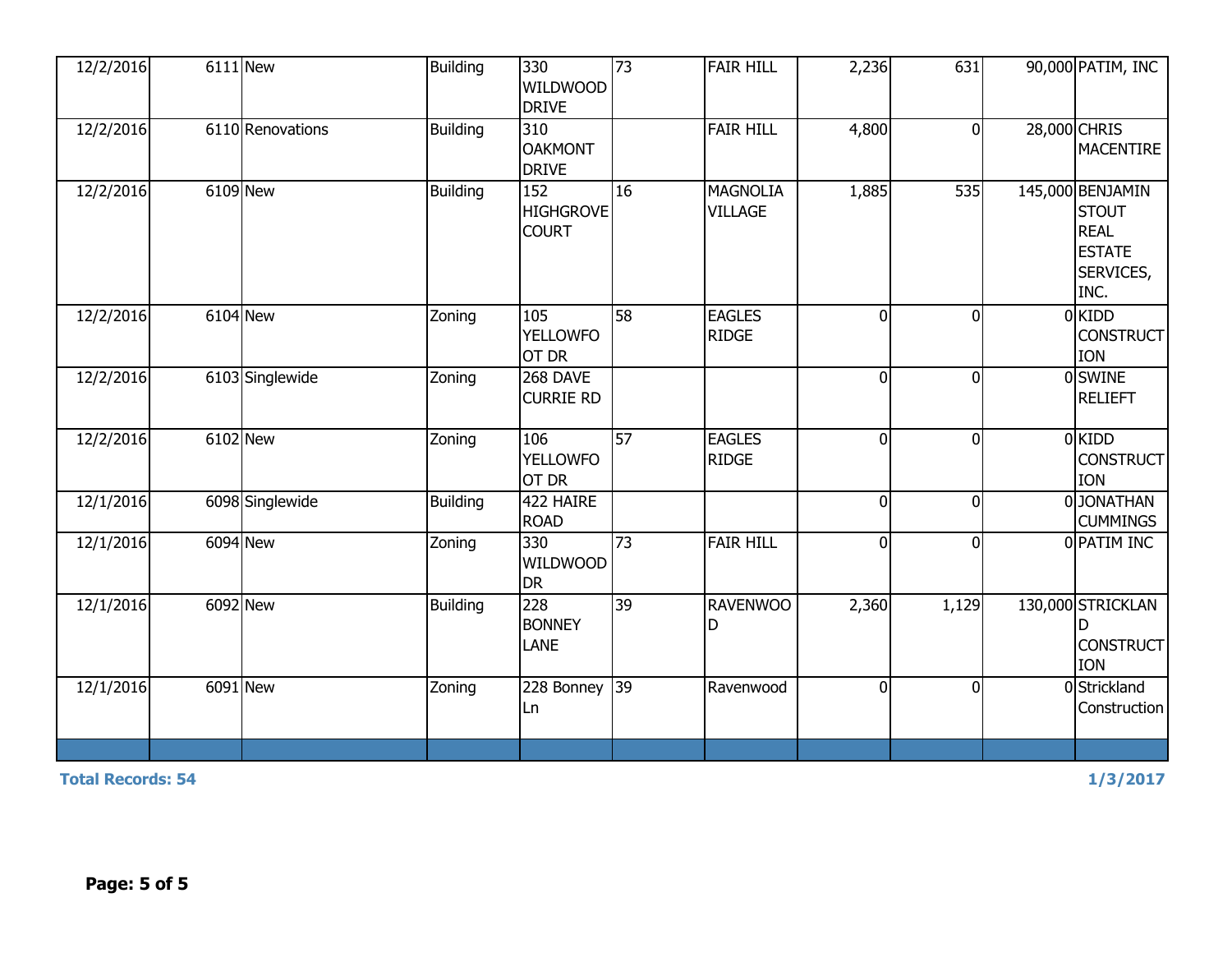| | | | | | | | | | | |
|---|---|---|---|---|---|---|---|---|---|---|
| 12/2/2016 | 6111 | New | Building | 330 WILDWOOD DRIVE | 73 | FAIR HILL | 2,236 | 631 | 90,000 | PATIM, INC |
| 12/2/2016 | 6110 | Renovations | Building | 310 OAKMONT DRIVE | | FAIR HILL | 4,800 | 0 | 28,000 | CHRIS MACENTIRE |
| 12/2/2016 | 6109 | New | Building | 152 HIGHGROVE COURT | 16 | MAGNOLIA VILLAGE | 1,885 | 535 | 145,000 | BENJAMIN STOUT REAL ESTATE SERVICES, INC. |
| 12/2/2016 | 6104 | New | Zoning | 105 YELLOWFOOT DR | 58 | EAGLES RIDGE | 0 | 0 | 0 | KIDD CONSTRUCTION |
| 12/2/2016 | 6103 | Singlewide | Zoning | 268 DAVE CURRIE RD | | | 0 | 0 | 0 | SWINE RELIEFT |
| 12/2/2016 | 6102 | New | Zoning | 106 YELLOWFOOT DR | 57 | EAGLES RIDGE | 0 | 0 | 0 | KIDD CONSTRUCTION |
| 12/1/2016 | 6098 | Singlewide | Building | 422 HAIRE ROAD | | | 0 | 0 | 0 | JONATHAN CUMMINGS |
| 12/1/2016 | 6094 | New | Zoning | 330 WILDWOOD DR | 73 | FAIR HILL | 0 | 0 | 0 | PATIM INC |
| 12/1/2016 | 6092 | New | Building | 228 BONNEY LANE | 39 | RAVENWOOD | 2,360 | 1,129 | 130,000 | STRICKLAND CONSTRUCTION |
| 12/1/2016 | 6091 | New | Zoning | 228 Bonney Ln | 39 | Ravenwood | 0 | 0 | 0 | Strickland Construction |

**Total Records: 54**

**1/3/2017**